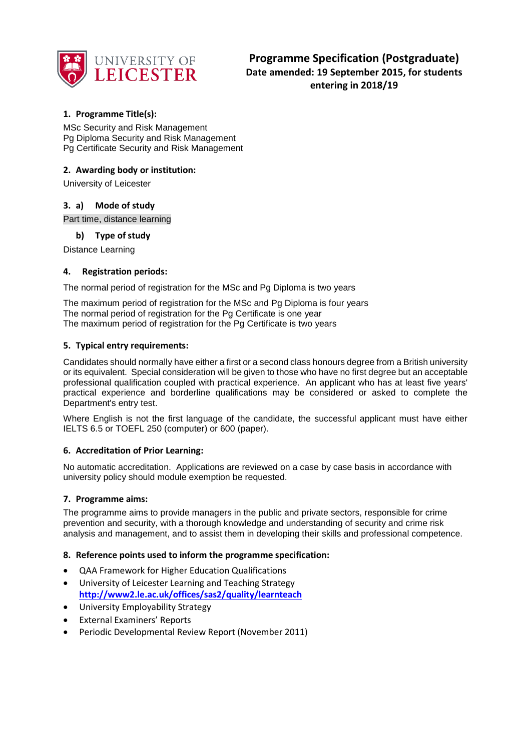UNIVERSITY OF LEICESTER

# Programme Specification (Postgraduate)

**Date amended: 19 September 2015, for students entering in 2018/19**

## 1. Programme Title(s):

MSc Security and Risk Management
Pg Diploma Security and Risk Management
Pg Certificate Security and Risk Management

## 2. Awarding body or institution:

University of Leicester

## 3. a) Mode of study

Part time, distance learning

### b) Type of study

Distance Learning

## 4. Registration periods:

The normal period of registration for the MSc and Pg Diploma is two years

The maximum period of registration for the MSc and Pg Diploma is four years
The normal period of registration for the Pg Certificate is one year
The maximum period of registration for the Pg Certificate is two years

## 5. Typical entry requirements:

Candidates should normally have either a first or a second class honours degree from a British university or its equivalent. Special consideration will be given to those who have no first degree but an acceptable professional qualification coupled with practical experience. An applicant who has at least five years' practical experience and borderline qualifications may be considered or asked to complete the Department's entry test.

Where English is not the first language of the candidate, the successful applicant must have either IELTS 6.5 or TOEFL 250 (computer) or 600 (paper).

## 6. Accreditation of Prior Learning:

No automatic accreditation. Applications are reviewed on a case by case basis in accordance with university policy should module exemption be requested.

## 7. Programme aims:

The programme aims to provide managers in the public and private sectors, responsible for crime prevention and security, with a thorough knowledge and understanding of security and crime risk analysis and management, and to assist them in developing their skills and professional competence.

## 8. Reference points used to inform the programme specification:

- QAA Framework for Higher Education Qualifications
- University of Leicester Learning and Teaching Strategy http://www2.le.ac.uk/offices/sas2/quality/learnteach
- University Employability Strategy
- External Examiners' Reports
- Periodic Developmental Review Report (November 2011)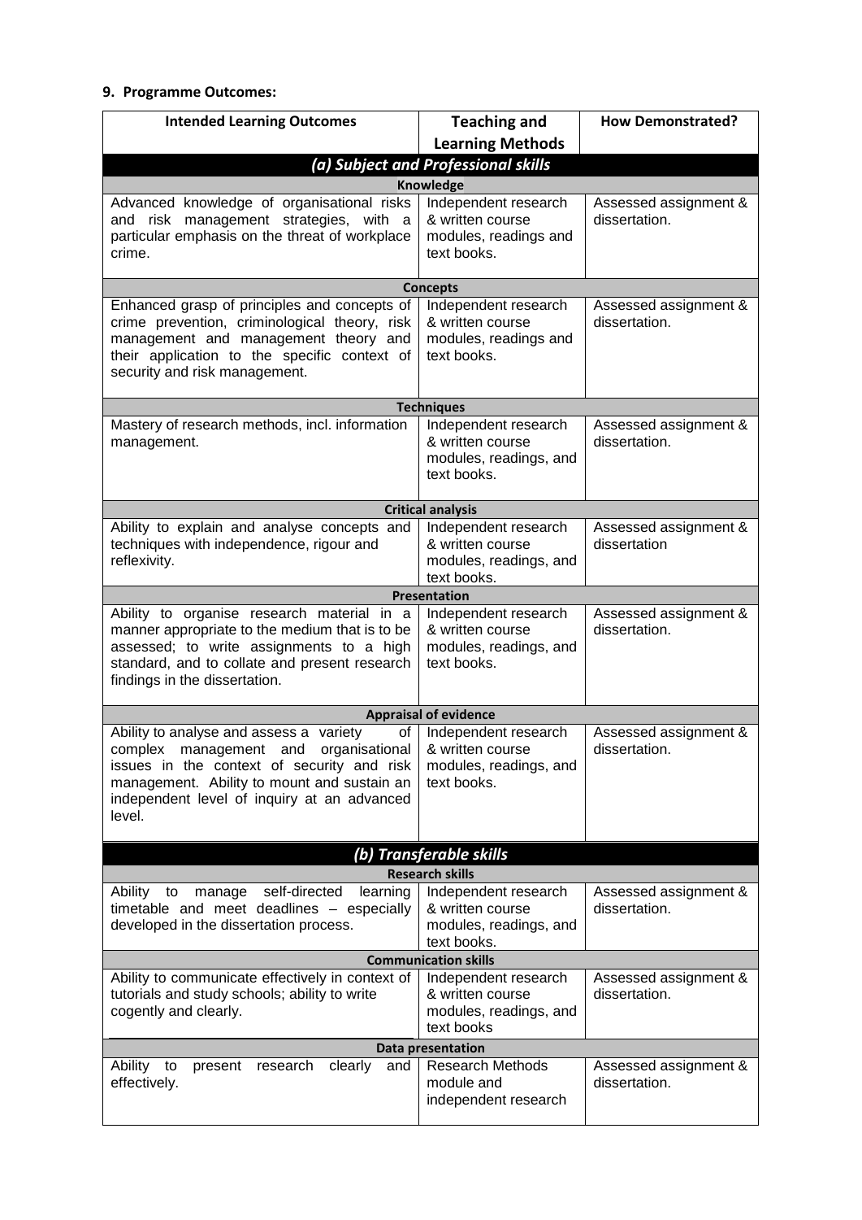## 9. Programme Outcomes:

| Intended Learning Outcomes | Teaching and Learning Methods | How Demonstrated? |
|---|---|---|
| ***(a) Subject and Professional skills*** | | |
| **Knowledge** | | |
| Advanced knowledge of organisational risks and risk management strategies, with a particular emphasis on the threat of workplace crime. | Independent research & written course modules, readings and text books. | Assessed assignment & dissertation. |
| **Concepts** | | |
| Enhanced grasp of principles and concepts of crime prevention, criminological theory, risk management and management theory and their application to the specific context of security and risk management. | Independent research & written course modules, readings and text books. | Assessed assignment & dissertation. |
| **Techniques** | | |
| Mastery of research methods, incl. information management. | Independent research & written course modules, readings, and text books. | Assessed assignment & dissertation. |
| **Critical analysis** | | |
| Ability to explain and analyse concepts and techniques with independence, rigour and reflexivity. | Independent research & written course modules, readings, and text books. | Assessed assignment & dissertation |
| **Presentation** | | |
| Ability to organise research material in a manner appropriate to the medium that is to be assessed; to write assignments to a high standard, and to collate and present research findings in the dissertation. | Independent research & written course modules, readings, and text books. | Assessed assignment & dissertation. |
| **Appraisal of evidence** | | |
| Ability to analyse and assess a variety of complex management and organisational issues in the context of security and risk management. Ability to mount and sustain an independent level of inquiry at an advanced level. | Independent research & written course modules, readings, and text books. | Assessed assignment & dissertation. |
| ***(b) Transferable skills*** | | |
| **Research skills** | | |
| Ability to manage self-directed learning timetable and meet deadlines – especially developed in the dissertation process. | Independent research & written course modules, readings, and text books. | Assessed assignment & dissertation. |
| **Communication skills** | | |
| Ability to communicate effectively in context of tutorials and study schools; ability to write cogently and clearly. | Independent research & written course modules, readings, and text books | Assessed assignment & dissertation. |
| **Data presentation** | | |
| Ability to present research clearly and effectively. | Research Methods module and independent research | Assessed assignment & dissertation. |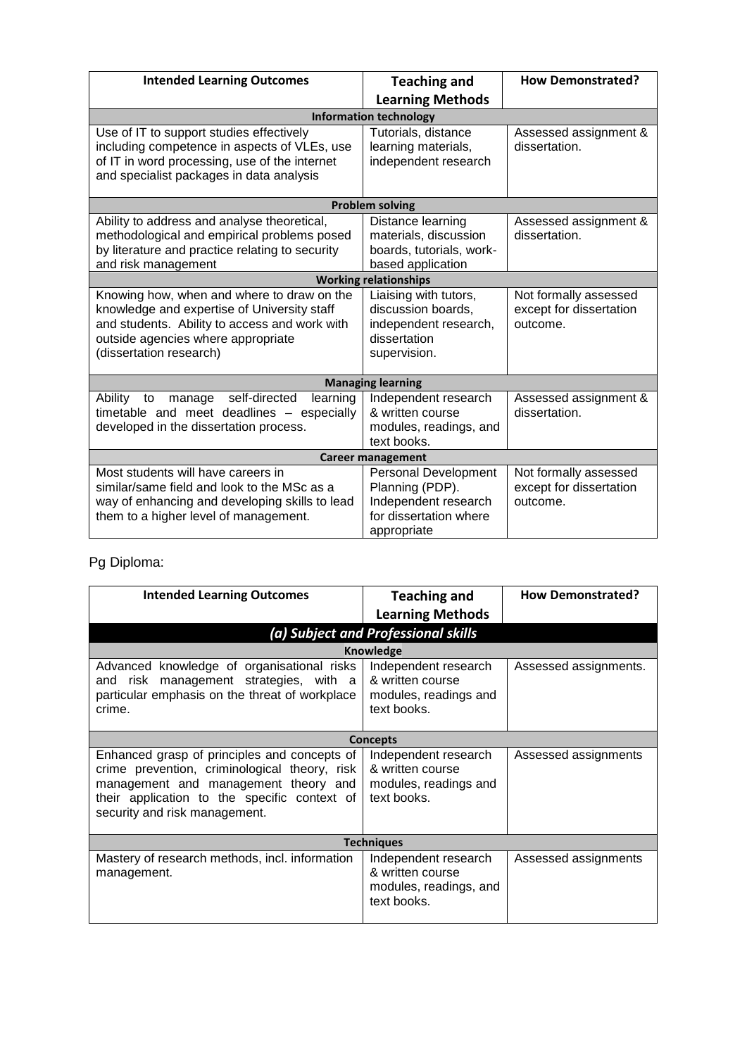| Intended Learning Outcomes | Teaching and Learning Methods | How Demonstrated? |
|---|---|---|
| **Information technology** | | |
| Use of IT to support studies effectively including competence in aspects of VLEs, use of IT in word processing, use of the internet and specialist packages in data analysis | Tutorials, distance learning materials, independent research | Assessed assignment & dissertation. |
| **Problem solving** | | |
| Ability to address and analyse theoretical, methodological and empirical problems posed by literature and practice relating to security and risk management | Distance learning materials, discussion boards, tutorials, work-based application | Assessed assignment & dissertation. |
| **Working relationships** | | |
| Knowing how, when and where to draw on the knowledge and expertise of University staff and students. Ability to access and work with outside agencies where appropriate (dissertation research) | Liaising with tutors, discussion boards, independent research, dissertation supervision. | Not formally assessed except for dissertation outcome. |
| **Managing learning** | | |
| Ability to manage self-directed learning timetable and meet deadlines – especially developed in the dissertation process. | Independent research & written course modules, readings, and text books. | Assessed assignment & dissertation. |
| **Career management** | | |
| Most students will have careers in similar/same field and look to the MSc as a way of enhancing and developing skills to lead them to a higher level of management. | Personal Development Planning (PDP). Independent research for dissertation where appropriate | Not formally assessed except for dissertation outcome. |

Pg Diploma:

| Intended Learning Outcomes | Teaching and Learning Methods | How Demonstrated? |
|---|---|---|
| ***(a) Subject and Professional skills*** | | |
| **Knowledge** | | |
| Advanced knowledge of organisational risks and risk management strategies, with a particular emphasis on the threat of workplace crime. | Independent research & written course modules, readings and text books. | Assessed assignments. |
| **Concepts** | | |
| Enhanced grasp of principles and concepts of crime prevention, criminological theory, risk management and management theory and their application to the specific context of security and risk management. | Independent research & written course modules, readings and text books. | Assessed assignments |
| **Techniques** | | |
| Mastery of research methods, incl. information management. | Independent research & written course modules, readings, and text books. | Assessed assignments |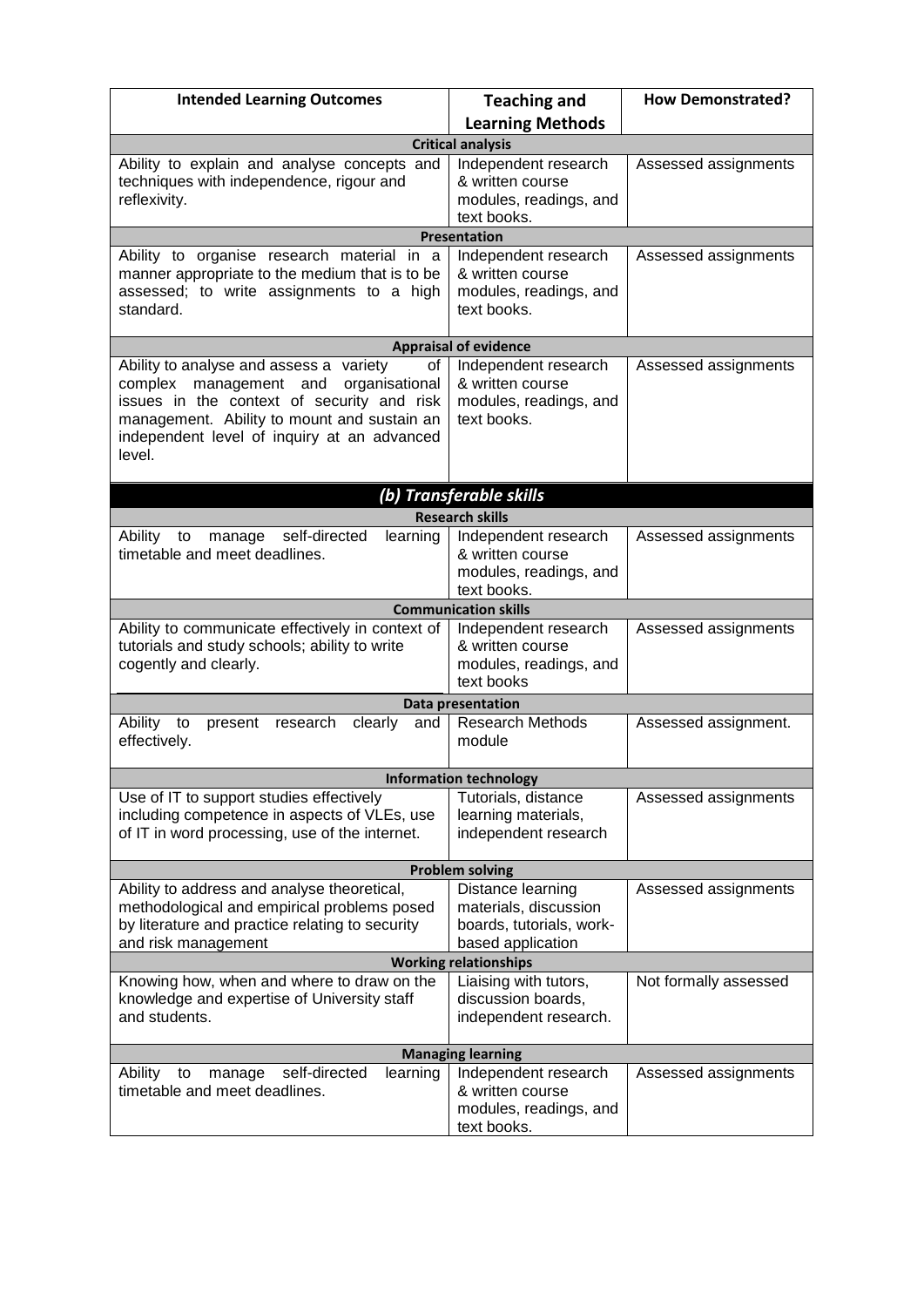| Intended Learning Outcomes | Teaching and Learning Methods | How Demonstrated? |
|---|---|---|
| **Critical analysis** | | |
| Ability to explain and analyse concepts and techniques with independence, rigour and reflexivity. | Independent research & written course modules, readings, and text books. | Assessed assignments |
| **Presentation** | | |
| Ability to organise research material in a manner appropriate to the medium that is to be assessed; to write assignments to a high standard. | Independent research & written course modules, readings, and text books. | Assessed assignments |
| **Appraisal of evidence** | | |
| Ability to analyse and assess a variety of complex management and organisational issues in the context of security and risk management. Ability to mount and sustain an independent level of inquiry at an advanced level. | Independent research & written course modules, readings, and text books. | Assessed assignments |
| ***(b) Transferable skills*** | | |
| **Research skills** | | |
| Ability to manage self-directed learning timetable and meet deadlines. | Independent research & written course modules, readings, and text books. | Assessed assignments |
| **Communication skills** | | |
| Ability to communicate effectively in context of tutorials and study schools; ability to write cogently and clearly. | Independent research & written course modules, readings, and text books | Assessed assignments |
| **Data presentation** | | |
| Ability to present research clearly and effectively. | Research Methods module | Assessed assignment. |
| **Information technology** | | |
| Use of IT to support studies effectively including competence in aspects of VLEs, use of IT in word processing, use of the internet. | Tutorials, distance learning materials, independent research | Assessed assignments |
| **Problem solving** | | |
| Ability to address and analyse theoretical, methodological and empirical problems posed by literature and practice relating to security and risk management | Distance learning materials, discussion boards, tutorials, work-based application | Assessed assignments |
| **Working relationships** | | |
| Knowing how, when and where to draw on the knowledge and expertise of University staff and students. | Liaising with tutors, discussion boards, independent research. | Not formally assessed |
| **Managing learning** | | |
| Ability to manage self-directed learning timetable and meet deadlines. | Independent research & written course modules, readings, and text books. | Assessed assignments |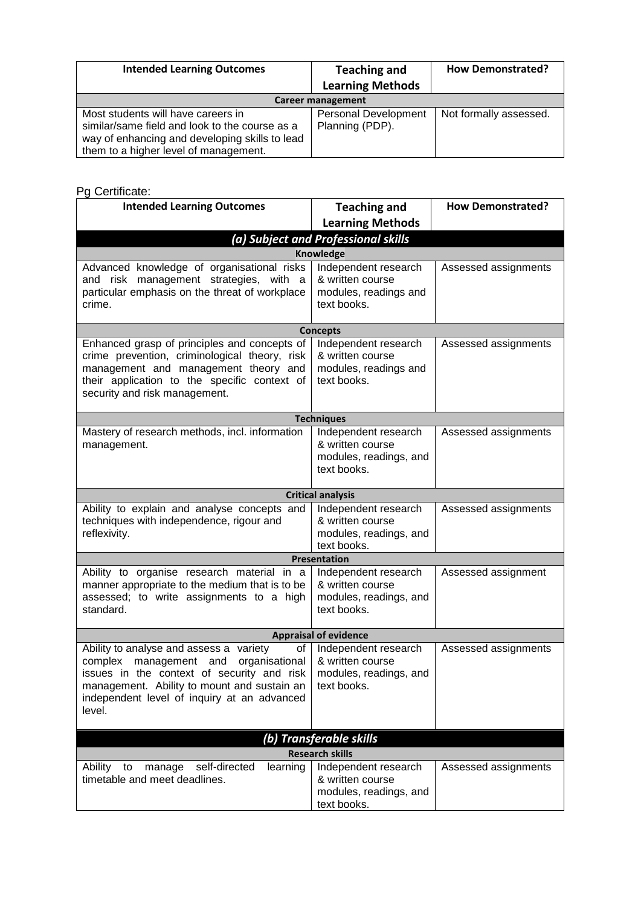| Intended Learning Outcomes | Teaching and Learning Methods | How Demonstrated? |
|---|---|---|
| **Career management** | | |
| Most students will have careers in similar/same field and look to the course as a way of enhancing and developing skills to lead them to a higher level of management. | Personal Development Planning (PDP). | Not formally assessed. |

Pg Certificate:

| Intended Learning Outcomes | Teaching and Learning Methods | How Demonstrated? |
|---|---|---|
| ***(a) Subject and Professional skills*** | | |
| **Knowledge** | | |
| Advanced knowledge of organisational risks and risk management strategies, with a particular emphasis on the threat of workplace crime. | Independent research & written course modules, readings and text books. | Assessed assignments |
| **Concepts** | | |
| Enhanced grasp of principles and concepts of crime prevention, criminological theory, risk management and management theory and their application to the specific context of security and risk management. | Independent research & written course modules, readings and text books. | Assessed assignments |
| **Techniques** | | |
| Mastery of research methods, incl. information management. | Independent research & written course modules, readings, and text books. | Assessed assignments |
| **Critical analysis** | | |
| Ability to explain and analyse concepts and techniques with independence, rigour and reflexivity. | Independent research & written course modules, readings, and text books. | Assessed assignments |
| **Presentation** | | |
| Ability to organise research material in a manner appropriate to the medium that is to be assessed; to write assignments to a high standard. | Independent research & written course modules, readings, and text books. | Assessed assignment |
| **Appraisal of evidence** | | |
| Ability to analyse and assess a variety of complex management and organisational issues in the context of security and risk management. Ability to mount and sustain an independent level of inquiry at an advanced level. | Independent research & written course modules, readings, and text books. | Assessed assignments |
| ***(b) Transferable skills*** | | |
| **Research skills** | | |
| Ability to manage self-directed learning timetable and meet deadlines. | Independent research & written course modules, readings, and text books. | Assessed assignments |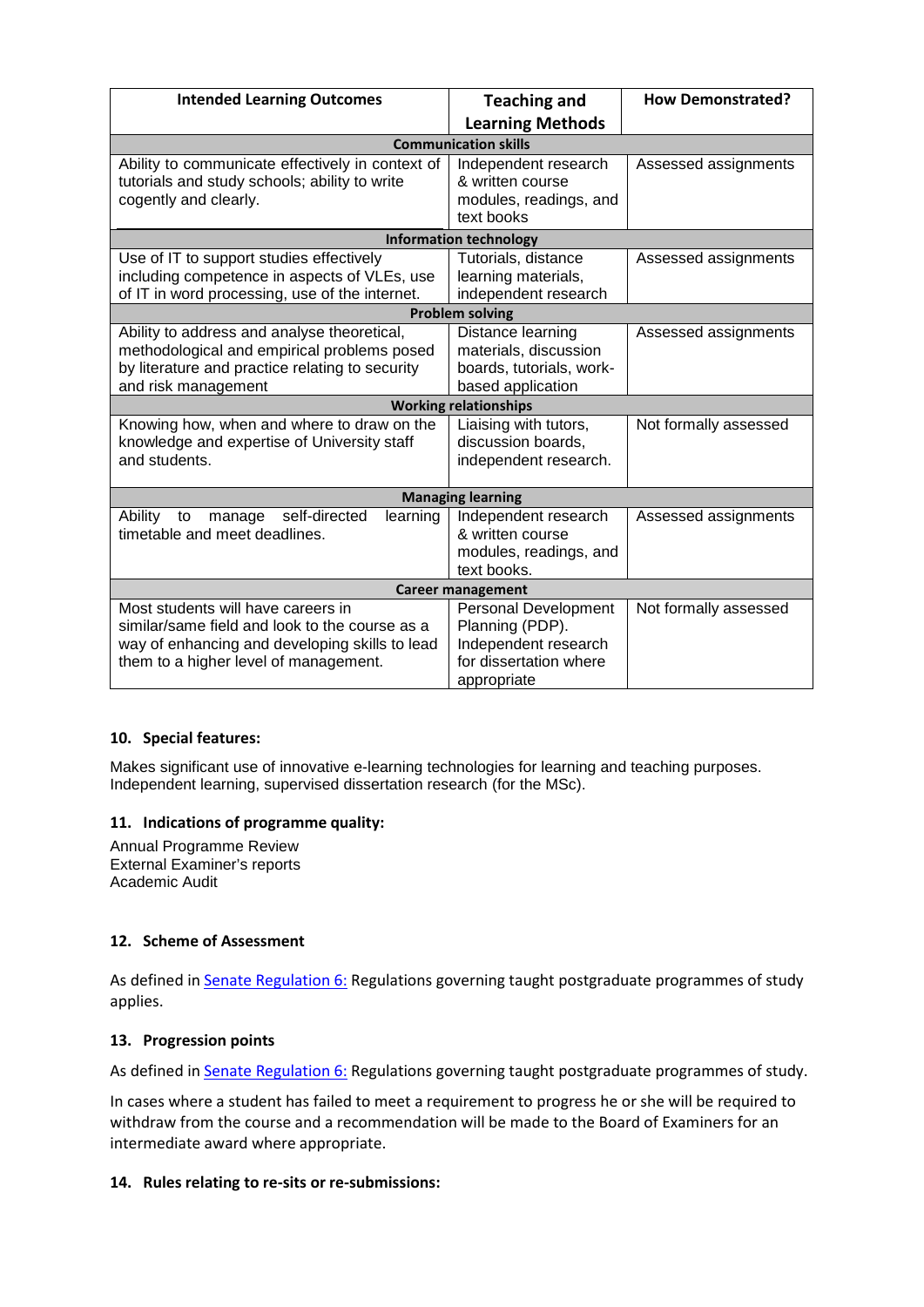| Intended Learning Outcomes | Teaching and Learning Methods | How Demonstrated? |
|---|---|---|
| **Communication skills** | | |
| Ability to communicate effectively in context of tutorials and study schools; ability to write cogently and clearly. | Independent research & written course modules, readings, and text books | Assessed assignments |
| **Information technology** | | |
| Use of IT to support studies effectively including competence in aspects of VLEs, use of IT in word processing, use of the internet. | Tutorials, distance learning materials, independent research | Assessed assignments |
| **Problem solving** | | |
| Ability to address and analyse theoretical, methodological and empirical problems posed by literature and practice relating to security and risk management | Distance learning materials, discussion boards, tutorials, work-based application | Assessed assignments |
| **Working relationships** | | |
| Knowing how, when and where to draw on the knowledge and expertise of University staff and students. | Liaising with tutors, discussion boards, independent research. | Not formally assessed |
| **Managing learning** | | |
| Ability to manage self-directed learning timetable and meet deadlines. | Independent research & written course modules, readings, and text books. | Assessed assignments |
| **Career management** | | |
| Most students will have careers in similar/same field and look to the course as a way of enhancing and developing skills to lead them to a higher level of management. | Personal Development Planning (PDP). Independent research for dissertation where appropriate | Not formally assessed |

### 10. Special features:

Makes significant use of innovative e-learning technologies for learning and teaching purposes. Independent learning, supervised dissertation research (for the MSc).

### 11. Indications of programme quality:

Annual Programme Review
External Examiner's reports
Academic Audit

### 12. Scheme of Assessment

As defined in Senate Regulation 6: Regulations governing taught postgraduate programmes of study applies.

### 13. Progression points

As defined in Senate Regulation 6: Regulations governing taught postgraduate programmes of study.

In cases where a student has failed to meet a requirement to progress he or she will be required to withdraw from the course and a recommendation will be made to the Board of Examiners for an intermediate award where appropriate.

### 14. Rules relating to re-sits or re-submissions: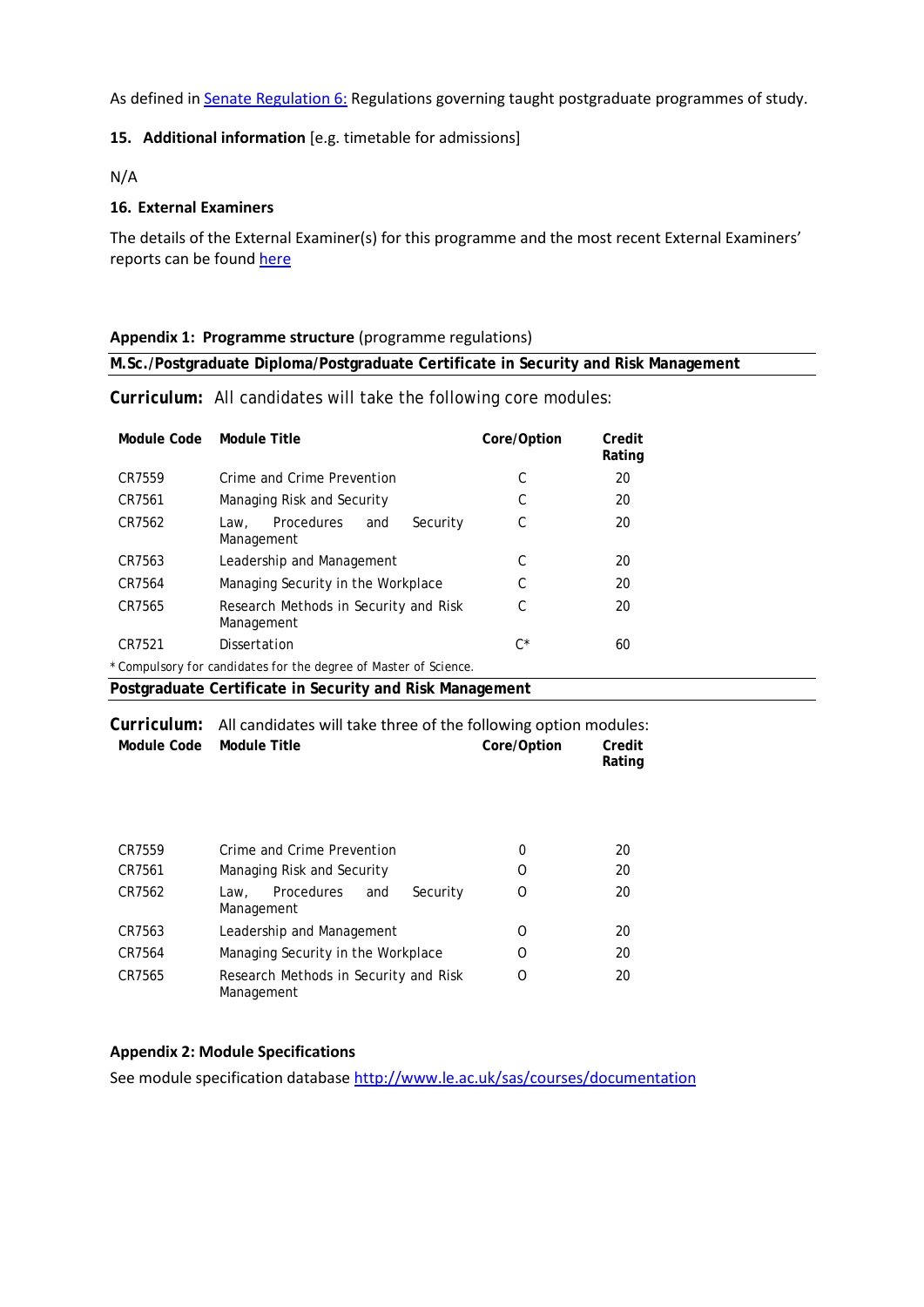As defined in Senate Regulation 6: Regulations governing taught postgraduate programmes of study.

**15. Additional information** [e.g. timetable for admissions]

N/A

**16. External Examiners**

The details of the External Examiner(s) for this programme and the most recent External Examiners' reports can be found here

**Appendix 1: Programme structure** (programme regulations)

**M.Sc./Postgraduate Diploma/Postgraduate Certificate in Security and Risk Management**

**Curriculum:** All candidates will take the following core modules:

| Module Code | Module Title | Core/Option | Credit Rating |
|---|---|---|---|
| CR7559 | Crime and Crime Prevention | C | 20 |
| CR7561 | Managing Risk and Security | C | 20 |
| CR7562 | Law, Procedures and Security Management | C | 20 |
| CR7563 | Leadership and Management | C | 20 |
| CR7564 | Managing Security in the Workplace | C | 20 |
| CR7565 | Research Methods in Security and Risk Management | C | 20 |
| CR7521 | Dissertation | C* | 60 |

* Compulsory for candidates for the degree of Master of Science.

**Postgraduate Certificate in Security and Risk Management**

**Curriculum:** All candidates will take three of the following option modules:

| Module Code | Module Title | Core/Option | Credit Rating |
|---|---|---|---|
| CR7559 | Crime and Crime Prevention | O | 20 |
| CR7561 | Managing Risk and Security | O | 20 |
| CR7562 | Law, Procedures and Security Management | O | 20 |
| CR7563 | Leadership and Management | O | 20 |
| CR7564 | Managing Security in the Workplace | O | 20 |
| CR7565 | Research Methods in Security and Risk Management | O | 20 |

**Appendix 2: Module Specifications**

See module specification database http://www.le.ac.uk/sas/courses/documentation